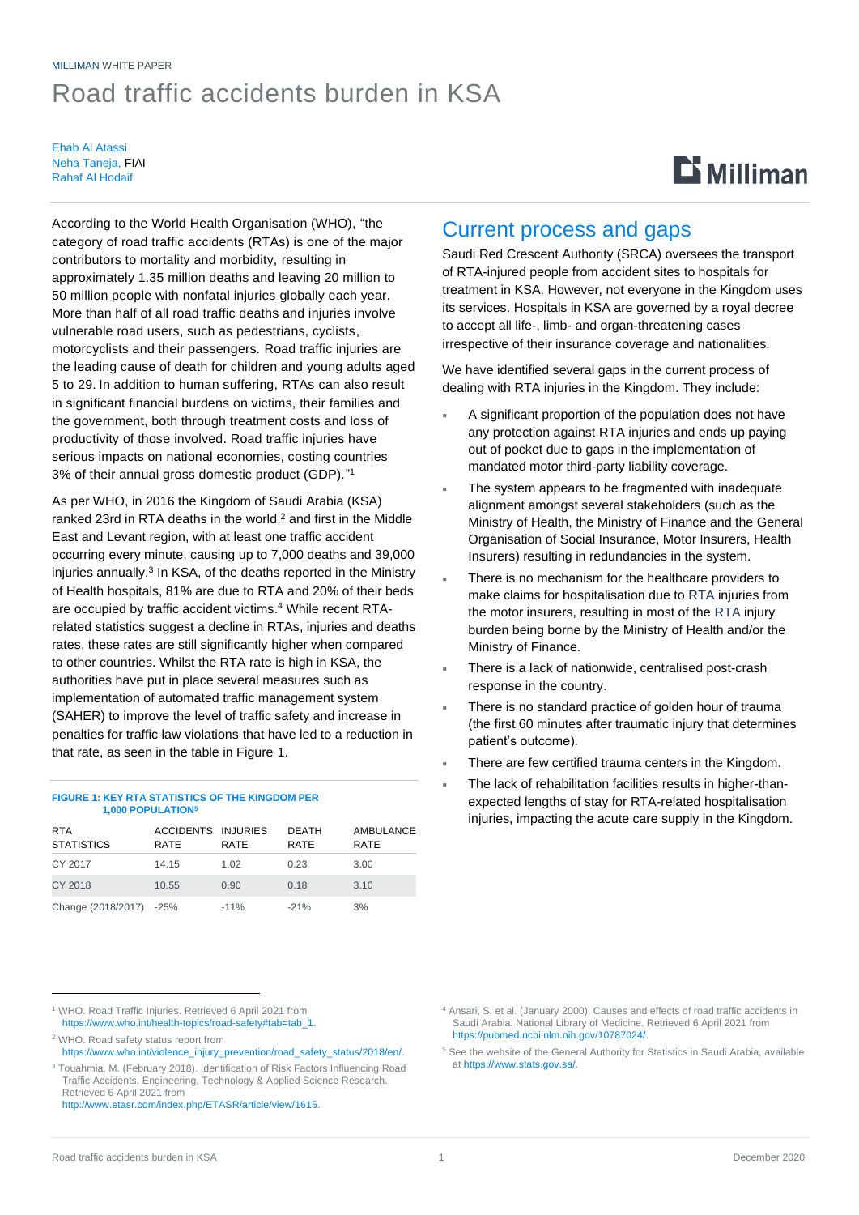MILLIMAN WHITE PAPER

# Road traffic accidents burden in KSA

Ehab Al Atassi
Neha Taneja, FIAI
Rahaf Al Hodaif

According to the World Health Organisation (WHO), "the category of road traffic accidents (RTAs) is one of the major contributors to mortality and morbidity, resulting in approximately 1.35 million deaths and leaving 20 million to 50 million people with nonfatal injuries globally each year. More than half of all road traffic deaths and injuries involve vulnerable road users, such as pedestrians, cyclists, motorcyclists and their passengers. Road traffic injuries are the leading cause of death for children and young adults aged 5 to 29. In addition to human suffering, RTAs can also result in significant financial burdens on victims, their families and the government, both through treatment costs and loss of productivity of those involved. Road traffic injuries have serious impacts on national economies, costing countries 3% of their annual gross domestic product (GDP)."[1]

As per WHO, in 2016 the Kingdom of Saudi Arabia (KSA) ranked 23rd in RTA deaths in the world,[2] and first in the Middle East and Levant region, with at least one traffic accident occurring every minute, causing up to 7,000 deaths and 39,000 injuries annually.[3] In KSA, of the deaths reported in the Ministry of Health hospitals, 81% are due to RTA and 20% of their beds are occupied by traffic accident victims.[4] While recent RTA-related statistics suggest a decline in RTAs, injuries and deaths rates, these rates are still significantly higher when compared to other countries. While the RTA rate is high in KSA, the authorities have put in place several measures such as implementation of automated traffic management system (SAHER) to improve the level of traffic safety and increase in penalties for traffic law violations that have led to a reduction in that rate, as seen in the table in Figure 1.

**FIGURE 1: KEY RTA STATISTICS OF THE KINGDOM PER 1,000 POPULATION[5]**

| RTA STATISTICS | ACCIDENTS RATE | INJURIES RATE | DEATH RATE | AMBULANCE RATE |
|---|---|---|---|---|
| CY 2017 | 14.15 | 1.02 | 0.23 | 3.00 |
| CY 2018 | 10.55 | 0.90 | 0.18 | 3.10 |
| Change (2018/2017) | -25% | -11% | -21% | 3% |

## Current process and gaps

Saudi Red Crescent Authority (SRCA) oversees the transport of RTA-injured people from accident sites to hospitals for treatment in KSA. However, not everyone in the Kingdom uses its services. Hospitals in KSA are governed by a royal decree to accept all life-, limb- and organ-threatening cases irrespective of their insurance coverage and nationalities.

We have identified several gaps in the current process of dealing with RTA injuries in the Kingdom. They include:

- A significant proportion of the population does not have any protection against RTA injuries and ends up paying out of pocket due to gaps in the implementation of mandated motor third-party liability coverage.
- The system appears to be fragmented with inadequate alignment amongst several stakeholders (such as the Ministry of Health, the Ministry of Finance and the General Organisation of Social Insurance, Motor Insurers, Health Insurers) resulting in redundancies in the system.
- There is no mechanism for the healthcare providers to make claims for hospitalisation due to RTA injuries from the motor insurers, resulting in most of the RTA injury burden being borne by the Ministry of Health and/or the Ministry of Finance.
- There is a lack of nationwide, centralised post-crash response in the country.
- There is no standard practice of golden hour of trauma (the first 60 minutes after traumatic injury that determines patient's outcome).
- There are few certified trauma centers in the Kingdom.
- The lack of rehabilitation facilities results in higher-than-expected lengths of stay for RTA-related hospitalisation injuries, impacting the acute care supply in the Kingdom.

---

[1] WHO. Road Traffic Injuries. Retrieved 6 April 2021 from https://www.who.int/health-topics/road-safety#tab=tab_1.

[2] WHO. Road safety status report from https://www.who.int/violence_injury_prevention/road_safety_status/2018/en/.

[3] Touahmia, M. (February 2018). Identification of Risk Factors Influencing Road Traffic Accidents. Engineering, Technology & Applied Science Research. Retrieved 6 April 2021 from http://www.etasr.com/index.php/ETASR/article/view/1615.

[4] Ansari, S. et al. (January 2000). Causes and effects of road traffic accidents in Saudi Arabia. National Library of Medicine. Retrieved 6 April 2021 from https://pubmed.ncbi.nlm.nih.gov/10787024/.

[5] See the website of the General Authority for Statistics in Saudi Arabia, available at https://www.stats.gov.sa/.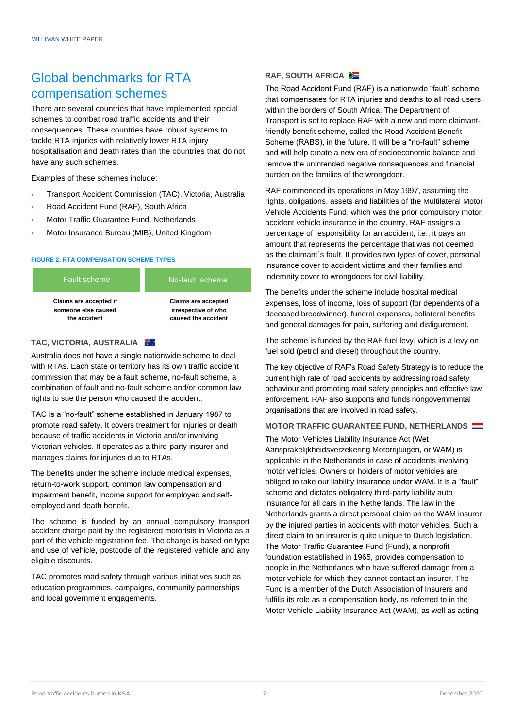## Global benchmarks for RTA compensation schemes

There are several countries that have implemented special schemes to combat road traffic accidents and their consequences. These countries have robust systems to tackle RTA injuries with relatively lower RTA injury hospitalisation and death rates than the countries that do not have any such schemes.

Examples of these schemes include:

- Transport Accident Commission (TAC), Victoria, Australia
- Road Accident Fund (RAF), South Africa
- Motor Traffic Guarantee Fund, Netherlands
- Motor Insurance Bureau (MIB), United Kingdom

**FIGURE 2: RTA COMPENSATION SCHEME TYPES**

| Fault scheme | No-fault scheme |
| --- | --- |
| **Claims are accepted if someone else caused the accident** | **Claims are accepted irrespective of who caused the accident** |

### TAC, VICTORIA, AUSTRALIA

Australia does not have a single nationwide scheme to deal with RTAs. Each state or territory has its own traffic accident commission that may be a fault scheme, no-fault scheme, a combination of fault and no-fault scheme and/or common law rights to sue the person who caused the accident.

TAC is a "no-fault" scheme established in January 1987 to promote road safety. It covers treatment for injuries or death because of traffic accidents in Victoria and/or involving Victorian vehicles. It operates as a third-party insurer and manages claims for injuries due to RTAs.

The benefits under the scheme include medical expenses, return-to-work support, common law compensation and impairment benefit, income support for employed and self-employed and death benefit.

The scheme is funded by an annual compulsory transport accident charge paid by the registered motorists in Victoria as a part of the vehicle registration fee. The charge is based on type and use of vehicle, postcode of the registered vehicle and any eligible discounts.

TAC promotes road safety through various initiatives such as education programmes, campaigns, community partnerships and local government engagements.

### RAF, SOUTH AFRICA

The Road Accident Fund (RAF) is a nationwide "fault" scheme that compensates for RTA injuries and deaths to all road users within the borders of South Africa. The Department of Transport is set to replace RAF with a new and more claimant-friendly benefit scheme, called the Road Accident Benefit Scheme (RABS), in the future. It will be a "no-fault" scheme and will help create a new era of socioeconomic balance and remove the unintended negative consequences and financial burden on the families of the wrongdoer.

RAF commenced its operations in May 1997, assuming the rights, obligations, assets and liabilities of the Multilateral Motor Vehicle Accidents Fund, which was the prior compulsory motor accident vehicle insurance in the country. RAF assigns a percentage of responsibility for an accident, i.e., it pays an amount that represents the percentage that was not deemed as the claimant`s fault. It provides two types of cover, personal insurance cover to accident victims and their families and indemnity cover to wrongdoers for civil liability.

The benefits under the scheme include hospital medical expenses, loss of income, loss of support (for dependents of a deceased breadwinner), funeral expenses, collateral benefits and general damages for pain, suffering and disfigurement.

The scheme is funded by the RAF fuel levy, which is a levy on fuel sold (petrol and diesel) throughout the country.

The key objective of RAF's Road Safety Strategy is to reduce the current high rate of road accidents by addressing road safety behaviour and promoting road safety principles and effective law enforcement. RAF also supports and funds nongovernmental organisations that are involved in road safety.

### MOTOR TRAFFIC GUARANTEE FUND, NETHERLANDS

The Motor Vehicles Liability Insurance Act (Wet Aansprakelijkheidsverzekering Motorrijtuigen, or WAM) is applicable in the Netherlands in case of accidents involving motor vehicles. Owners or holders of motor vehicles are obliged to take out liability insurance under WAM. It is a "fault" scheme and dictates obligatory third-party liability auto insurance for all cars in the Netherlands. The law in the Netherlands grants a direct personal claim on the WAM insurer by the injured parties in accidents with motor vehicles. Such a direct claim to an insurer is quite unique to Dutch legislation. The Motor Traffic Guarantee Fund (Fund), a nonprofit foundation established in 1965, provides compensation to people in the Netherlands who have suffered damage from a motor vehicle for which they cannot contact an insurer. The Fund is a member of the Dutch Association of Insurers and fulfills its role as a compensation body, as referred to in the Motor Vehicle Liability Insurance Act (WAM), as well as acting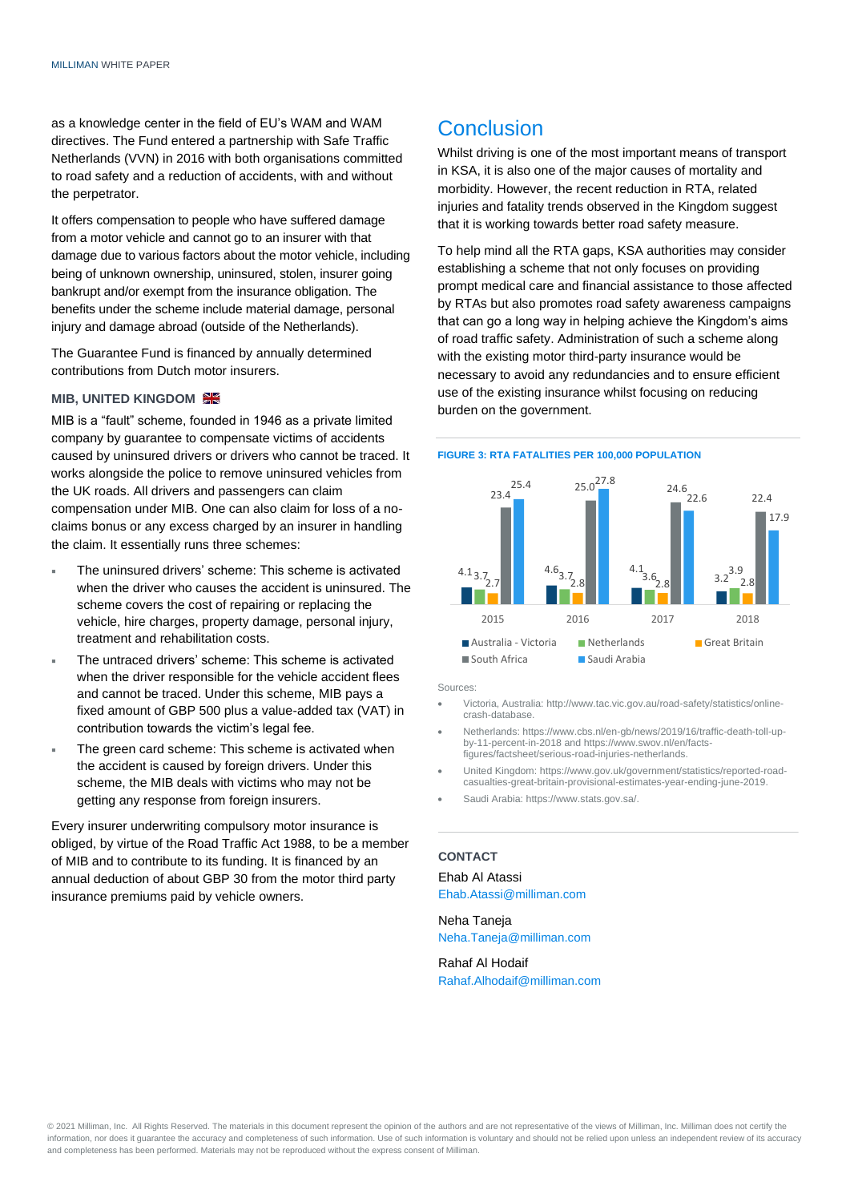as a knowledge center in the field of EU's WAM and WAM directives. The Fund entered a partnership with Safe Traffic Netherlands (VVN) in 2016 with both organisations committed to road safety and a reduction of accidents, with and without the perpetrator.

It offers compensation to people who have suffered damage from a motor vehicle and cannot go to an insurer with that damage due to various factors about the motor vehicle, including being of unknown ownership, uninsured, stolen, insurer going bankrupt and/or exempt from the insurance obligation. The benefits under the scheme include material damage, personal injury and damage abroad (outside of the Netherlands).

The Guarantee Fund is financed by annually determined contributions from Dutch motor insurers.

### MIB, UNITED KINGDOM

MIB is a "fault" scheme, founded in 1946 as a private limited company by guarantee to compensate victims of accidents caused by uninsured drivers or drivers who cannot be traced. It works alongside the police to remove uninsured vehicles from the UK roads. All drivers and passengers can claim compensation under MIB. One can also claim for loss of a no-claims bonus or any excess charged by an insurer in handling the claim. It essentially runs three schemes:

- The uninsured drivers' scheme: This scheme is activated when the driver who causes the accident is uninsured. The scheme covers the cost of repairing or replacing the vehicle, hire charges, property damage, personal injury, treatment and rehabilitation costs.
- The untraced drivers' scheme: This scheme is activated when the driver responsible for the vehicle accident flees and cannot be traced. Under this scheme, MIB pays a fixed amount of GBP 500 plus a value-added tax (VAT) in contribution towards the victim's legal fee.
- The green card scheme: This scheme is activated when the accident is caused by foreign drivers. Under this scheme, the MIB deals with victims who may not be getting any response from foreign insurers.

Every insurer underwriting compulsory motor insurance is obliged, by virtue of the Road Traffic Act 1988, to be a member of MIB and to contribute to its funding. It is financed by an annual deduction of about GBP 30 from the motor third party insurance premiums paid by vehicle owners.

## Conclusion

Whilst driving is one of the most important means of transport in KSA, it is also one of the major causes of mortality and morbidity. However, the recent reduction in RTA, related injuries and fatality trends observed in the Kingdom suggest that it is working towards better road safety measure.

To help mind all the RTA gaps, KSA authorities may consider establishing a scheme that not only focuses on providing prompt medical care and financial assistance to those affected by RTAs but also promotes road safety awareness campaigns that can go a long way in helping achieve the Kingdom's aims of road traffic safety. Administration of such a scheme along with the existing motor third-party insurance would be necessary to avoid any redundancies and to ensure efficient use of the existing insurance whilst focusing on reducing burden on the government.

**FIGURE 3: RTA FATALITIES PER 100,000 POPULATION**

2015: 4.1, 3.7, 2.7, 23.4, 25.4
2016: 4.6, 3.7, 2.8, 25.0, 27.8
2017: 4.1, 3.6, 2.8, 24.6, 22.6
2018: 3.2, 3.9, 2.8, 22.4, 17.9

Australia - Victoria, Netherlands, Great Britain, South Africa, Saudi Arabia

Sources:

- Victoria, Australia: http://www.tac.vic.gov.au/road-safety/statistics/online-crash-database.
- Netherlands: https://www.cbs.nl/en-gb/news/2019/16/traffic-death-toll-up-by-11-percent-in-2018 and https://www.swov.nl/en/facts-figures/factsheet/serious-road-injuries-netherlands.
- United Kingdom: https://www.gov.uk/government/statistics/reported-road-casualties-great-britain-provisional-estimates-year-ending-june-2019.
- Saudi Arabia: https://www.stats.gov.sa/.

### CONTACT

Ehab Al Atassi
Ehab.Atassi@milliman.com

Neha Taneja
Neha.Taneja@milliman.com

Rahaf Al Hodaif
Rahaf.Alhodaif@milliman.com

© 2021 Milliman, Inc. All Rights Reserved. The materials in this document represent the opinion of the authors and are not representative of the views of Milliman, Inc. Milliman does not certify the information, nor does it guarantee the accuracy and completeness of such information. Use of such information is voluntary and should not be relied upon unless an independent review of its accuracy and completeness has been performed. Materials may not be reproduced without the express consent of Milliman.